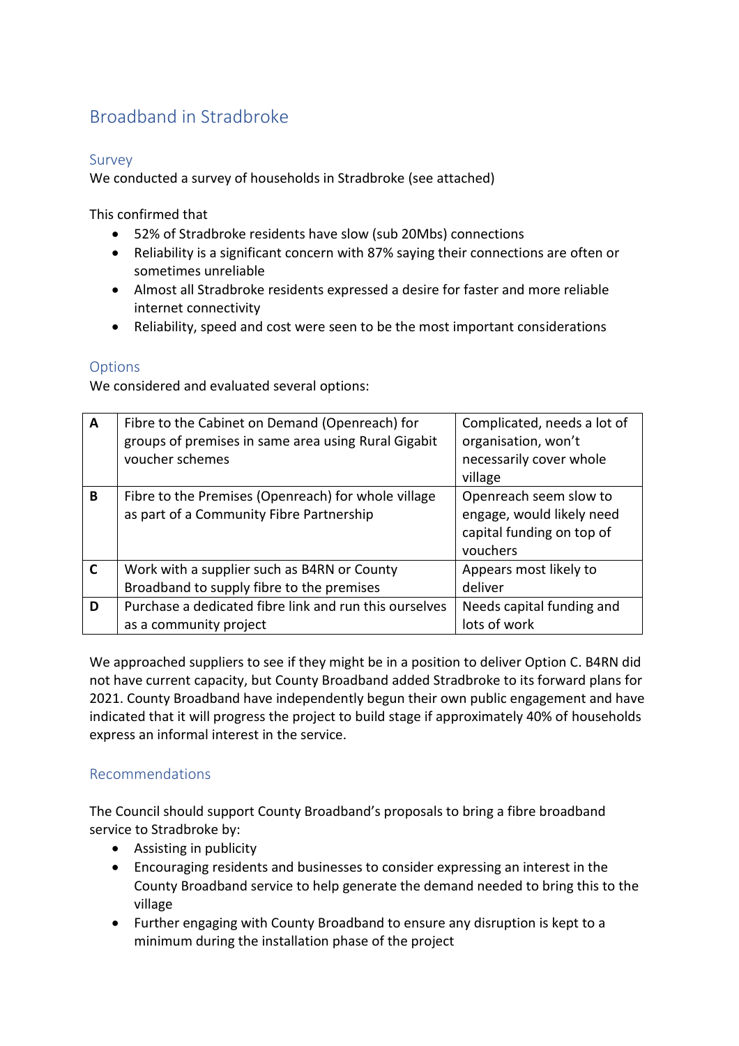# Broadband in Stradbroke

## Survey

We conducted a survey of households in Stradbroke (see attached)

This confirmed that

- 52% of Stradbroke residents have slow (sub 20Mbs) connections
- Reliability is a significant concern with 87% saying their connections are often or sometimes unreliable
- Almost all Stradbroke residents expressed a desire for faster and more reliable internet connectivity
- Reliability, speed and cost were seen to be the most important considerations

## Options

We considered and evaluated several options:

| | | |
|---|---|---|
| **A** | Fibre to the Cabinet on Demand (Openreach) for groups of premises in same area using Rural Gigabit voucher schemes | Complicated, needs a lot of organisation, won't necessarily cover whole village |
| **B** | Fibre to the Premises (Openreach) for whole village as part of a Community Fibre Partnership | Openreach seem slow to engage, would likely need capital funding on top of vouchers |
| **C** | Work with a supplier such as B4RN or County Broadband to supply fibre to the premises | Appears most likely to deliver |
| **D** | Purchase a dedicated fibre link and run this ourselves as a community project | Needs capital funding and lots of work |

We approached suppliers to see if they might be in a position to deliver Option C. B4RN did not have current capacity, but County Broadband added Stradbroke to its forward plans for 2021. County Broadband have independently begun their own public engagement and have indicated that it will progress the project to build stage if approximately 40% of households express an informal interest in the service.

## Recommendations

The Council should support County Broadband's proposals to bring a fibre broadband service to Stradbroke by:

- Assisting in publicity
- Encouraging residents and businesses to consider expressing an interest in the County Broadband service to help generate the demand needed to bring this to the village
- Further engaging with County Broadband to ensure any disruption is kept to a minimum during the installation phase of the project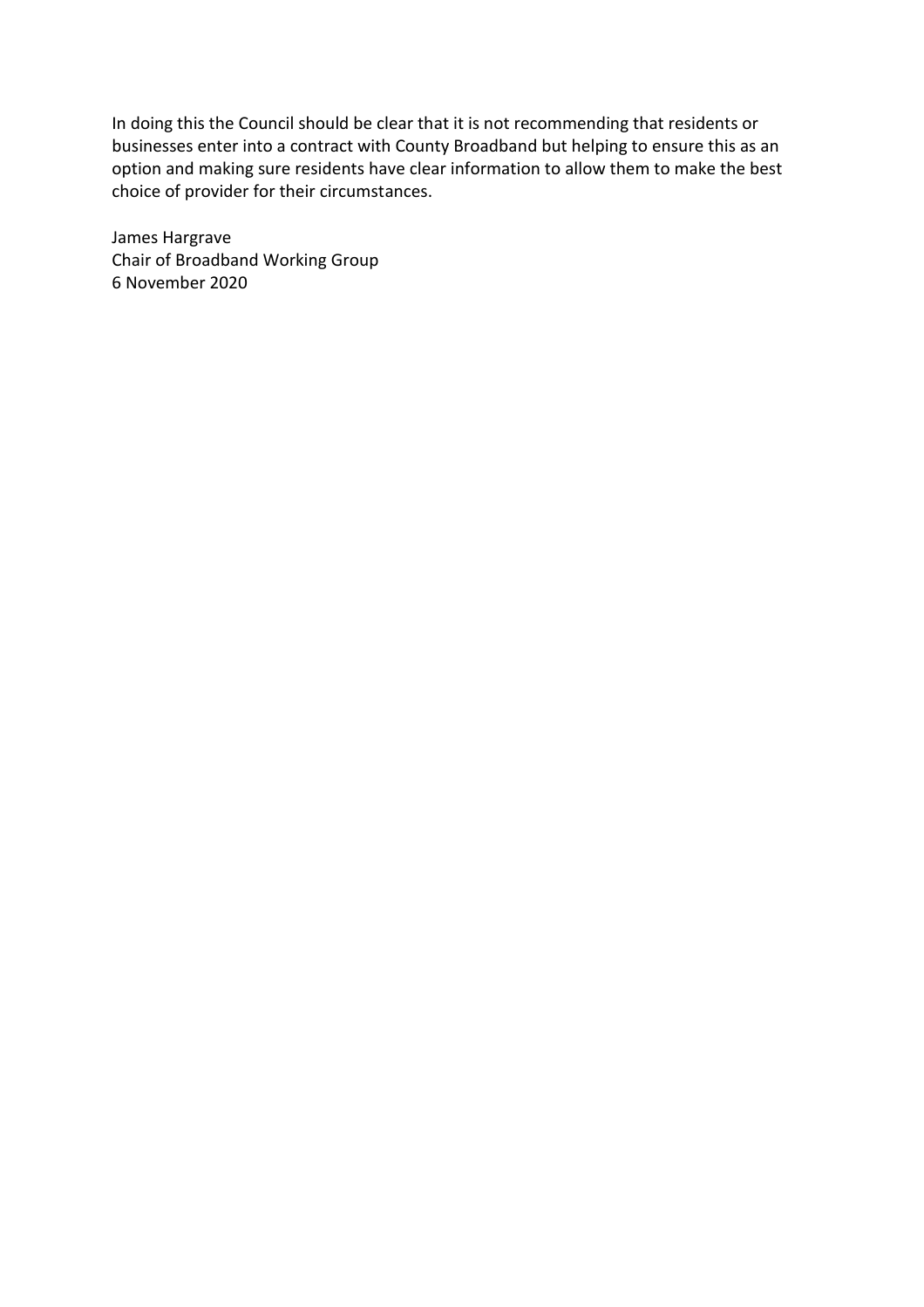In doing this the Council should be clear that it is not recommending that residents or businesses enter into a contract with County Broadband but helping to ensure this as an option and making sure residents have clear information to allow them to make the best choice of provider for their circumstances.

James Hargrave
Chair of Broadband Working Group
6 November 2020